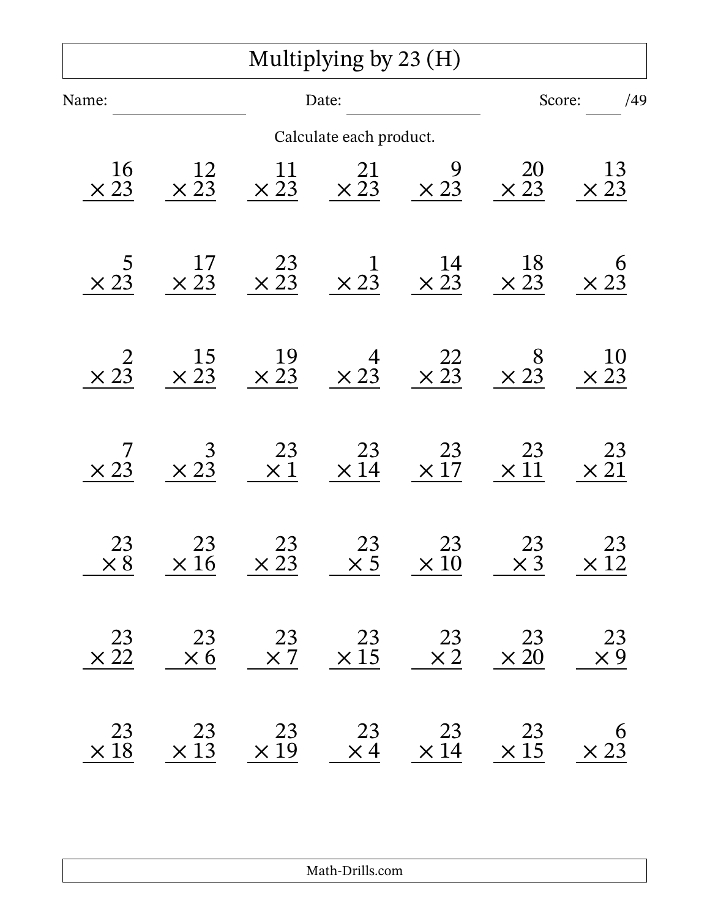# Multiplying by 23 (H)

Name: ______________ Date: ______________ Score: ____ /49

Calculate each product.

| | | | | | | |
|---|---|---|---|---|---|---|
| $16 \times 23$ | $12 \times 23$ | $11 \times 23$ | $21 \times 23$ | $9 \times 23$ | $20 \times 23$ | $13 \times 23$ |
| $5 \times 23$ | $17 \times 23$ | $23 \times 23$ | $1 \times 23$ | $14 \times 23$ | $18 \times 23$ | $6 \times 23$ |
| $2 \times 23$ | $15 \times 23$ | $19 \times 23$ | $4 \times 23$ | $22 \times 23$ | $8 \times 23$ | $10 \times 23$ |
| $7 \times 23$ | $3 \times 23$ | $23 \times 1$ | $23 \times 14$ | $23 \times 17$ | $23 \times 11$ | $23 \times 21$ |
| $23 \times 8$ | $23 \times 16$ | $23 \times 23$ | $23 \times 5$ | $23 \times 10$ | $23 \times 3$ | $23 \times 12$ |
| $23 \times 22$ | $23 \times 6$ | $23 \times 7$ | $23 \times 15$ | $23 \times 2$ | $23 \times 20$ | $23 \times 9$ |
| $23 \times 18$ | $23 \times 13$ | $23 \times 19$ | $23 \times 4$ | $23 \times 14$ | $23 \times 15$ | $6 \times 23$ |

Math-Drills.com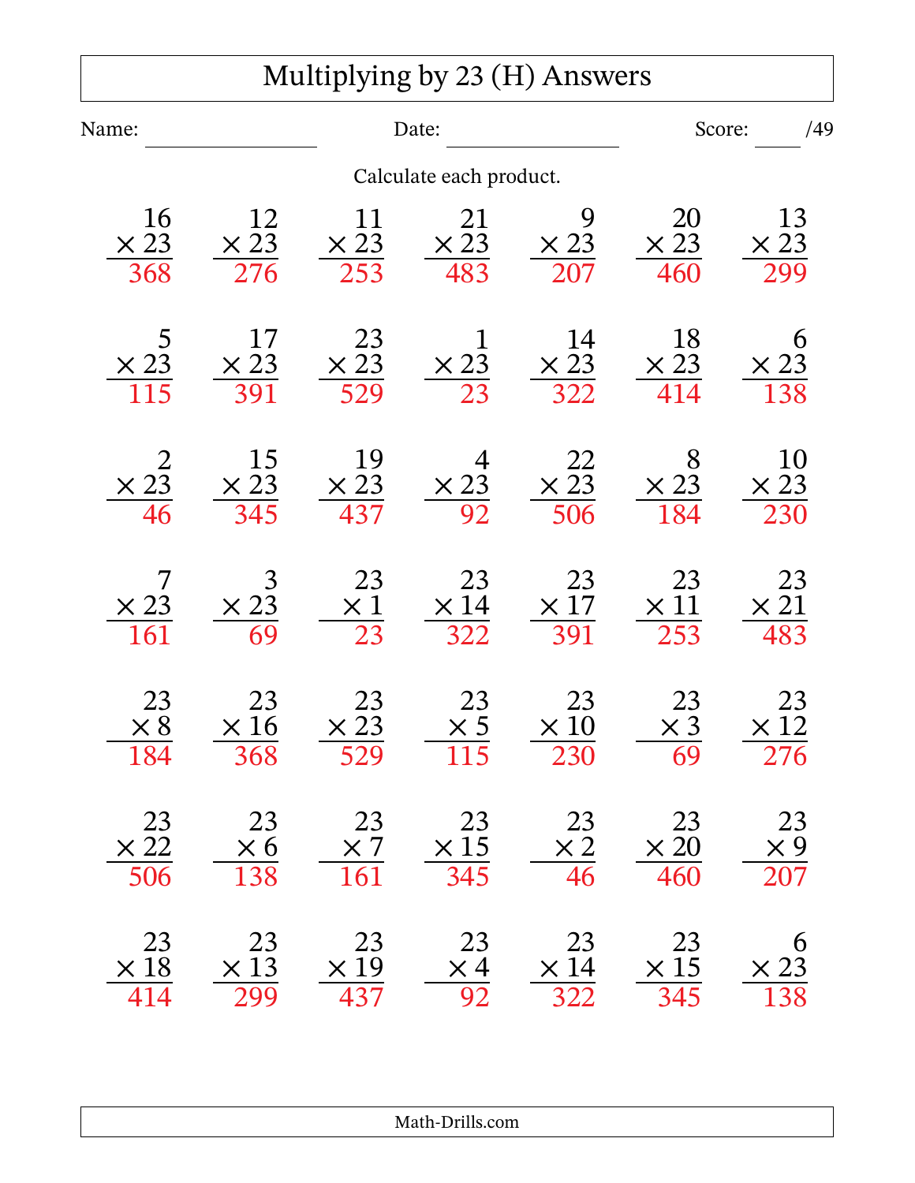# Multiplying by 23 (H) Answers

Name: ________________ Date: ________________ Score: ____ /49

Calculate each product.

| | | | | | | |
|---|---|---|---|---|---|---|
| $16 \times 23 = 368$ | $12 \times 23 = 276$ | $11 \times 23 = 253$ | $21 \times 23 = 483$ | $9 \times 23 = 207$ | $20 \times 23 = 460$ | $13 \times 23 = 299$ |
| $5 \times 23 = 115$ | $17 \times 23 = 391$ | $23 \times 23 = 529$ | $1 \times 23 = 23$ | $14 \times 23 = 322$ | $18 \times 23 = 414$ | $6 \times 23 = 138$ |
| $2 \times 23 = 46$ | $15 \times 23 = 345$ | $19 \times 23 = 437$ | $4 \times 23 = 92$ | $22 \times 23 = 506$ | $8 \times 23 = 184$ | $10 \times 23 = 230$ |
| $7 \times 23 = 161$ | $3 \times 23 = 69$ | $23 \times 1 = 23$ | $23 \times 14 = 322$ | $23 \times 17 = 391$ | $23 \times 11 = 253$ | $23 \times 21 = 483$ |
| $23 \times 8 = 184$ | $23 \times 16 = 368$ | $23 \times 23 = 529$ | $23 \times 5 = 115$ | $23 \times 10 = 230$ | $23 \times 3 = 69$ | $23 \times 12 = 276$ |
| $23 \times 22 = 506$ | $23 \times 6 = 138$ | $23 \times 7 = 161$ | $23 \times 15 = 345$ | $23 \times 2 = 46$ | $23 \times 20 = 460$ | $23 \times 9 = 207$ |
| $23 \times 18 = 414$ | $23 \times 13 = 299$ | $23 \times 19 = 437$ | $23 \times 4 = 92$ | $23 \times 14 = 322$ | $23 \times 15 = 345$ | $6 \times 23 = 138$ |

Math-Drills.com